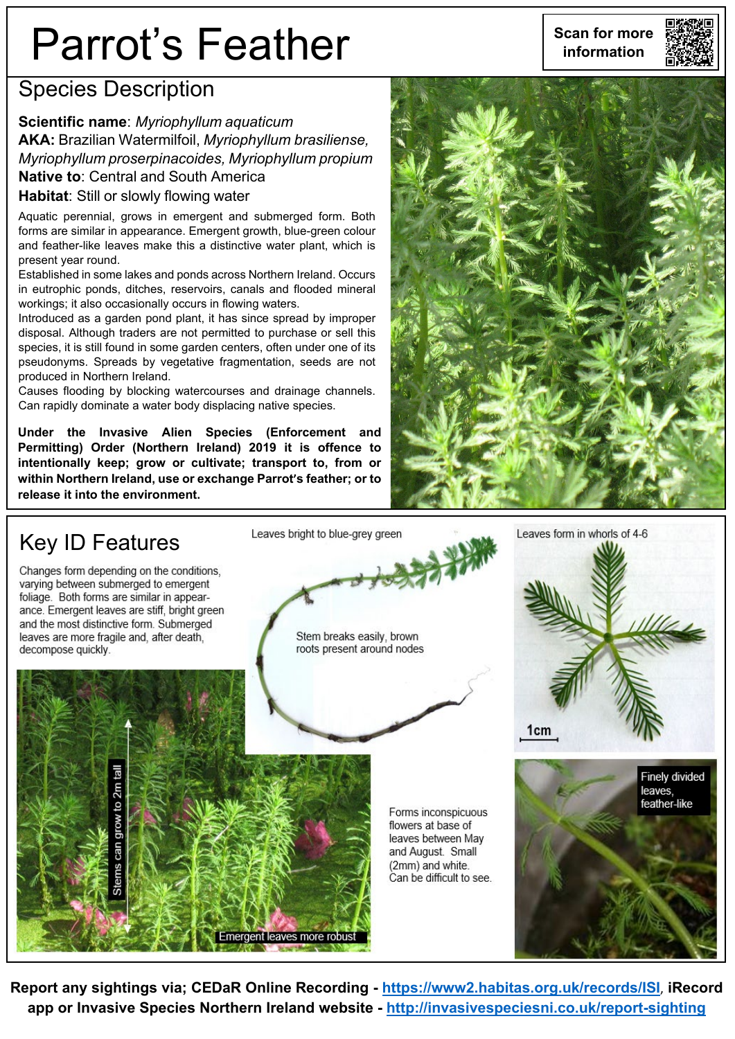# Parrot's Feather

Scan for more information

## Species Description

**Scientific name**: *Myriophyllum aquaticum*
**AKA:** Brazilian Watermilfoil, *Myriophyllum brasiliense, Myriophyllum proserpinacoides, Myriophyllum propium*
**Native to**: Central and South America
**Habitat**: Still or slowly flowing water

Aquatic perennial, grows in emergent and submerged form. Both forms are similar in appearance. Emergent growth, blue-green colour and feather-like leaves make this a distinctive water plant, which is present year round.

Established in some lakes and ponds across Northern Ireland. Occurs in eutrophic ponds, ditches, reservoirs, canals and flooded mineral workings; it also occasionally occurs in flowing waters.

Introduced as a garden pond plant, it has since spread by improper disposal. Although traders are not permitted to purchase or sell this species, it is still found in some garden centers, often under one of its pseudonyms. Spreads by vegetative fragmentation, seeds are not produced in Northern Ireland.

Causes flooding by blocking watercourses and drainage channels. Can rapidly dominate a water body displacing native species.

**Under the Invasive Alien Species (Enforcement and Permitting) Order (Northern Ireland) 2019 it is offence to intentionally keep; grow or cultivate; transport to, from or within Northern Ireland, use or exchange Parrot's feather; or to release it into the environment.**

## Key ID Features

Changes form depending on the conditions, varying between submerged to emergent foliage. Both forms are similar in appearance. Emergent leaves are stiff, bright green and the most distinctive form. Submerged leaves are more fragile and, after death, decompose quickly.

Leaves bright to blue-grey green

Stem breaks easily, brown roots present around nodes

Leaves form in whorls of 4-6

1cm

Stems can grow to 2m tall

Emergent leaves more robust

Forms inconspicuous flowers at base of leaves between May and August. Small (2mm) and white. Can be difficult to see.

Finely divided leaves, feather-like

**Report any sightings via; CEDaR Online Recording - [https://www2.habitas.org.uk/records/ISI](https://www2.habitas.org.uk/records/ISI), iRecord app or Invasive Species Northern Ireland website - [http://invasivespeciesni.co.uk/report-sighting](http://invasivespeciesni.co.uk/report-sighting)**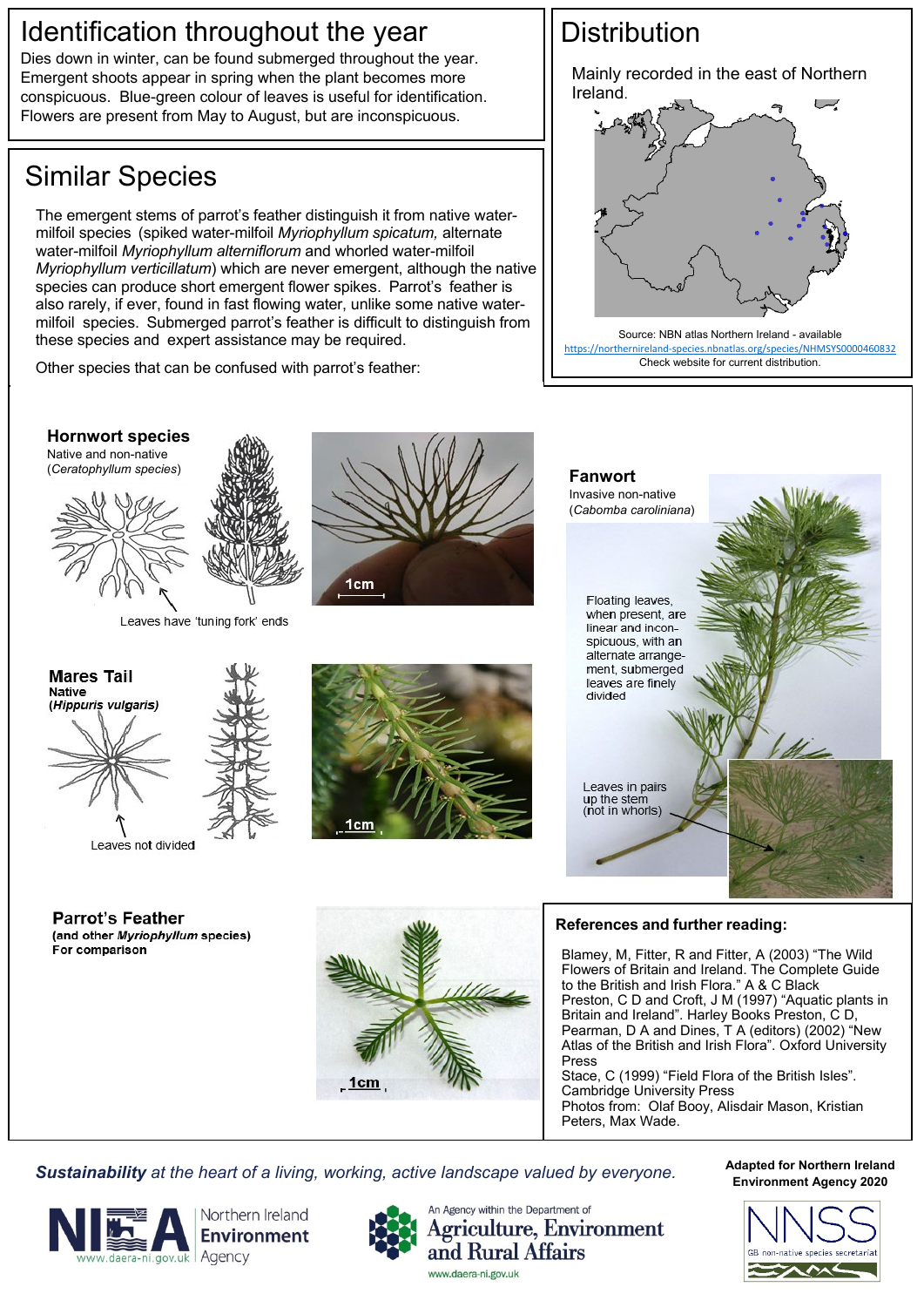## Identification throughout the year

Dies down in winter, can be found submerged throughout the year. Emergent shoots appear in spring when the plant becomes more conspicuous. Blue-green colour of leaves is useful for identification. Flowers are present from May to August, but are inconspicuous.

## Distribution

Mainly recorded in the east of Northern Ireland.

Source: NBN atlas Northern Ireland - available https://northernireland-species.nbnatlas.org/species/NHMSYS0000460832 Check website for current distribution.

## Similar Species

The emergent stems of parrot's feather distinguish it from native water-milfoil species (spiked water-milfoil *Myriophyllum spicatum,* alternate water-milfoil *Myriophyllum alterniflorum* and whorled water-milfoil *Myriophyllum verticillatum*) which are never emergent, although the native species can produce short emergent flower spikes. Parrot's feather is also rarely, if ever, found in fast flowing water, unlike some native water-milfoil species. Submerged parrot's feather is difficult to distinguish from these species and expert assistance may be required.

Other species that can be confused with parrot's feather:

### Hornwort species

Native and non-native (*Ceratophyllum species*)

Leaves have 'tuning fork' ends

1cm

### Mares Tail

**Native**

**(*Hippuris vulgaris*)**

Leaves not divided

1cm

### Fanwort

Invasive non-native (*Cabomba caroliniana*)

Floating leaves, when present, are linear and inconspicuous, with an alternate arrangement, submerged leaves are finely divided

Leaves in pairs up the stem (not in whorls)

### Parrot's Feather

**(and other *Myriophyllum* species)**

**For comparison**

1cm

### References and further reading:

Blamey, M, Fitter, R and Fitter, A (2003) "The Wild Flowers of Britain and Ireland. The Complete Guide to the British and Irish Flora." A & C Black

Preston, C D and Croft, J M (1997) "Aquatic plants in Britain and Ireland". Harley Books Preston, C D, Pearman, D A and Dines, T A (editors) (2002) "New Atlas of the British and Irish Flora". Oxford University Press

Stace, C (1999) "Field Flora of the British Isles". Cambridge University Press

Photos from: Olaf Booy, Alisdair Mason, Kristian Peters, Max Wade.

***Sustainability** at the heart of a living, working, active landscape valued by everyone.*

**Adapted for Northern Ireland Environment Agency 2020**

NIEA Northern Ireland Environment Agency www.daera-ni.gov.uk

An Agency within the Department of Agriculture, Environment and Rural Affairs www.daera-ni.gov.uk

NNSS GB non-native species secretariat